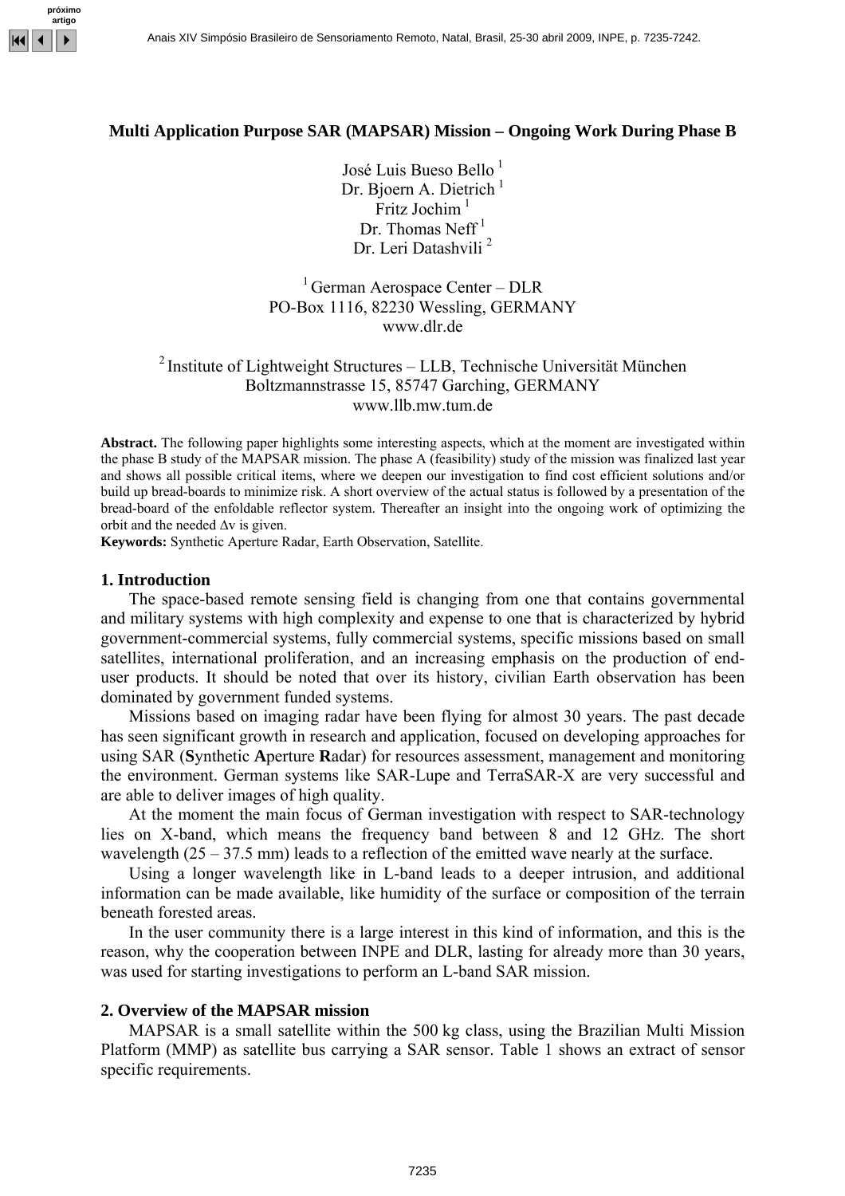# Multi Application Purpose SAR (MAPSAR) Mission – Ongoing Work During Phase B

José Luis Bueso Bello [1]
Dr. Bjoern A. Dietrich [1]
Fritz Jochim [1]
Dr. Thomas Neff [1]
Dr. Leri Datashvili [2]

[1] German Aerospace Center – DLR
PO-Box 1116, 82230 Wessling, GERMANY
www.dlr.de

[2] Institute of Lightweight Structures – LLB, Technische Universität München
Boltzmannstrasse 15, 85747 Garching, GERMANY
www.llb.mw.tum.de

**Abstract.** The following paper highlights some interesting aspects, which at the moment are investigated within the phase B study of the MAPSAR mission. The phase A (feasibility) study of the mission was finalized last year and shows all possible critical items, where we deepen our investigation to find cost efficient solutions and/or build up bread-boards to minimize risk. A short overview of the actual status is followed by a presentation of the bread-board of the enfoldable reflector system. Thereafter an insight into the ongoing work of optimizing the orbit and the needed $\Delta v$ is given.

**Keywords:** Synthetic Aperture Radar, Earth Observation, Satellite.

## 1. Introduction

The space-based remote sensing field is changing from one that contains governmental and military systems with high complexity and expense to one that is characterized by hybrid government-commercial systems, fully commercial systems, specific missions based on small satellites, international proliferation, and an increasing emphasis on the production of end-user products. It should be noted that over its history, civilian Earth observation has been dominated by government funded systems.

Missions based on imaging radar have been flying for almost 30 years. The past decade has seen significant growth in research and application, focused on developing approaches for using SAR (**S**ynthetic **A**perture **R**adar) for resources assessment, management and monitoring the environment. German systems like SAR-Lupe and TerraSAR-X are very successful and are able to deliver images of high quality.

At the moment the main focus of German investigation with respect to SAR-technology lies on X-band, which means the frequency band between 8 and 12 GHz. The short wavelength (25 – 37.5 mm) leads to a reflection of the emitted wave nearly at the surface.

Using a longer wavelength like in L-band leads to a deeper intrusion, and additional information can be made available, like humidity of the surface or composition of the terrain beneath forested areas.

In the user community there is a large interest in this kind of information, and this is the reason, why the cooperation between INPE and DLR, lasting for already more than 30 years, was used for starting investigations to perform an L-band SAR mission.

## 2. Overview of the MAPSAR mission

MAPSAR is a small satellite within the 500 kg class, using the Brazilian Multi Mission Platform (MMP) as satellite bus carrying a SAR sensor. Table 1 shows an extract of sensor specific requirements.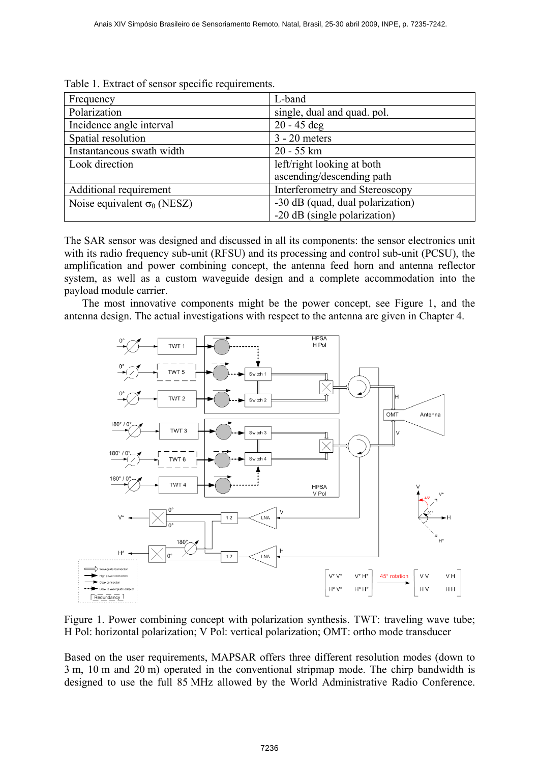Table 1. Extract of sensor specific requirements.

| Frequency | L-band |
|---|---|
| Polarization | single, dual and quad. pol. |
| Incidence angle interval | 20 - 45 deg |
| Spatial resolution | 3 - 20 meters |
| Instantaneous swath width | 20 - 55 km |
| Look direction | left/right looking at both ascending/descending path |
| Additional requirement | Interferometry and Stereoscopy |
| Noise equivalent $\sigma_0$ (NESZ) | -30 dB (quad, dual polarization)<br>-20 dB (single polarization) |

The SAR sensor was designed and discussed in all its components: the sensor electronics unit with its radio frequency sub-unit (RFSU) and its processing and control sub-unit (PCSU), the amplification and power combining concept, the antenna feed horn and antenna reflector system, as well as a custom waveguide design and a complete accommodation into the payload module carrier.

The most innovative components might be the power concept, see Figure 1, and the antenna design. The actual investigations with respect to the antenna are given in Chapter 4.

Figure 1. Power combining concept with polarization synthesis. TWT: traveling wave tube; H Pol: horizontal polarization; V Pol: vertical polarization; OMT: ortho mode transducer

Based on the user requirements, MAPSAR offers three different resolution modes (down to 3 m, 10 m and 20 m) operated in the conventional stripmap mode. The chirp bandwidth is designed to use the full 85 MHz allowed by the World Administrative Radio Conference.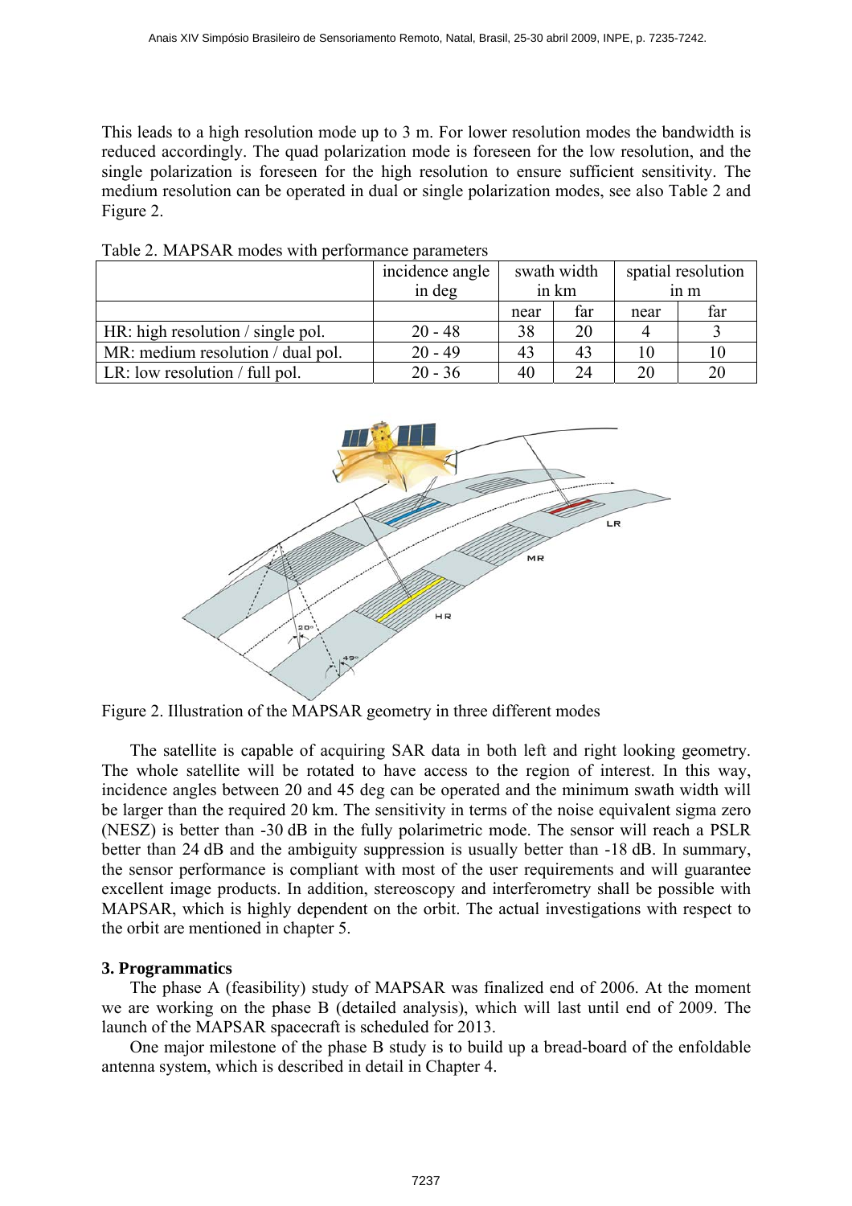This leads to a high resolution mode up to 3 m. For lower resolution modes the bandwidth is reduced accordingly. The quad polarization mode is foreseen for the low resolution, and the single polarization is foreseen for the high resolution to ensure sufficient sensitivity. The medium resolution can be operated in dual or single polarization modes, see also Table 2 and Figure 2.

Table 2. MAPSAR modes with performance parameters

| | incidence angle in deg | swath width in km | | spatial resolution in m | |
|---|---|---|---|---|---|
| | | near | far | near | far |
| HR: high resolution / single pol. | 20 - 48 | 38 | 20 | 4 | 3 |
| MR: medium resolution / dual pol. | 20 - 49 | 43 | 43 | 10 | 10 |
| LR: low resolution / full pol. | 20 - 36 | 40 | 24 | 20 | 20 |

Figure 2. Illustration of the MAPSAR geometry in three different modes

The satellite is capable of acquiring SAR data in both left and right looking geometry. The whole satellite will be rotated to have access to the region of interest. In this way, incidence angles between 20 and 45 deg can be operated and the minimum swath width will be larger than the required 20 km. The sensitivity in terms of the noise equivalent sigma zero (NESZ) is better than -30 dB in the fully polarimetric mode. The sensor will reach a PSLR better than 24 dB and the ambiguity suppression is usually better than -18 dB. In summary, the sensor performance is compliant with most of the user requirements and will guarantee excellent image products. In addition, stereoscopy and interferometry shall be possible with MAPSAR, which is highly dependent on the orbit. The actual investigations with respect to the orbit are mentioned in chapter 5.

## 3. Programmatics

The phase A (feasibility) study of MAPSAR was finalized end of 2006. At the moment we are working on the phase B (detailed analysis), which will last until end of 2009. The launch of the MAPSAR spacecraft is scheduled for 2013.

One major milestone of the phase B study is to build up a bread-board of the enfoldable antenna system, which is described in detail in Chapter 4.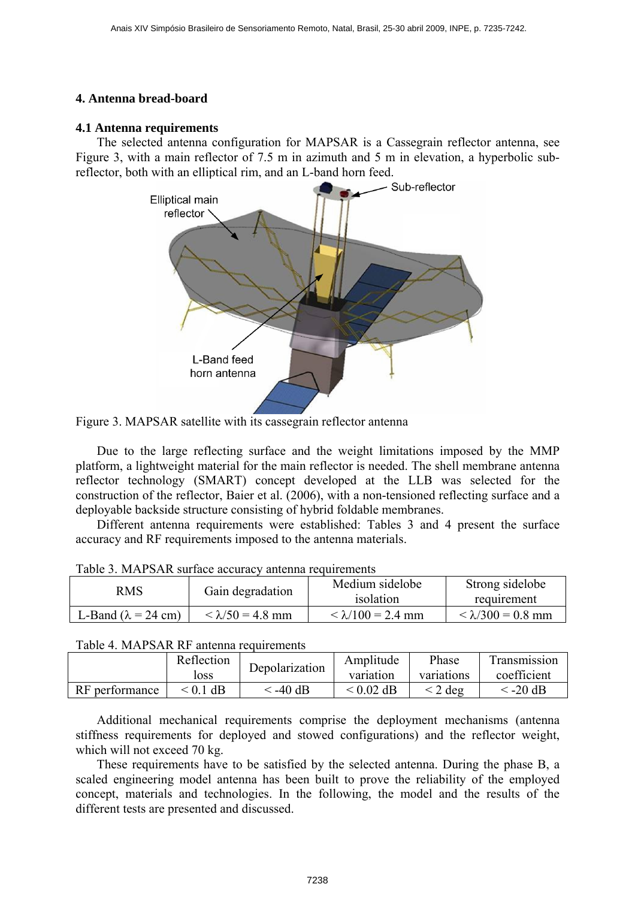## 4. Antenna bread-board

### 4.1 Antenna requirements

The selected antenna configuration for MAPSAR is a Cassegrain reflector antenna, see Figure 3, with a main reflector of 7.5 m in azimuth and 5 m in elevation, a hyperbolic sub-reflector, both with an elliptical rim, and an L-band horn feed.

Figure 3. MAPSAR satellite with its cassegrain reflector antenna

Due to the large reflecting surface and the weight limitations imposed by the MMP platform, a lightweight material for the main reflector is needed. The shell membrane antenna reflector technology (SMART) concept developed at the LLB was selected for the construction of the reflector, Baier et al. (2006), with a non-tensioned reflecting surface and a deployable backside structure consisting of hybrid foldable membranes.

Different antenna requirements were established: Tables 3 and 4 present the surface accuracy and RF requirements imposed to the antenna materials.

Table 3. MAPSAR surface accuracy antenna requirements

| RMS | Gain degradation | Medium sidelobe isolation | Strong sidelobe requirement |
|---|---|---|---|
| L-Band ($\lambda$ = 24 cm) | < $\lambda$/50 = 4.8 mm | < $\lambda$/100 = 2.4 mm | < $\lambda$/300 = 0.8 mm |

Table 4. MAPSAR RF antenna requirements

| | Reflection loss | Depolarization | Amplitude variation | Phase variations | Transmission coefficient |
|---|---|---|---|---|---|
| RF performance | < 0.1 dB | < -40 dB | < 0.02 dB | < 2 deg | < -20 dB |

Additional mechanical requirements comprise the deployment mechanisms (antenna stiffness requirements for deployed and stowed configurations) and the reflector weight, which will not exceed 70 kg.

These requirements have to be satisfied by the selected antenna. During the phase B, a scaled engineering model antenna has been built to prove the reliability of the employed concept, materials and technologies. In the following, the model and the results of the different tests are presented and discussed.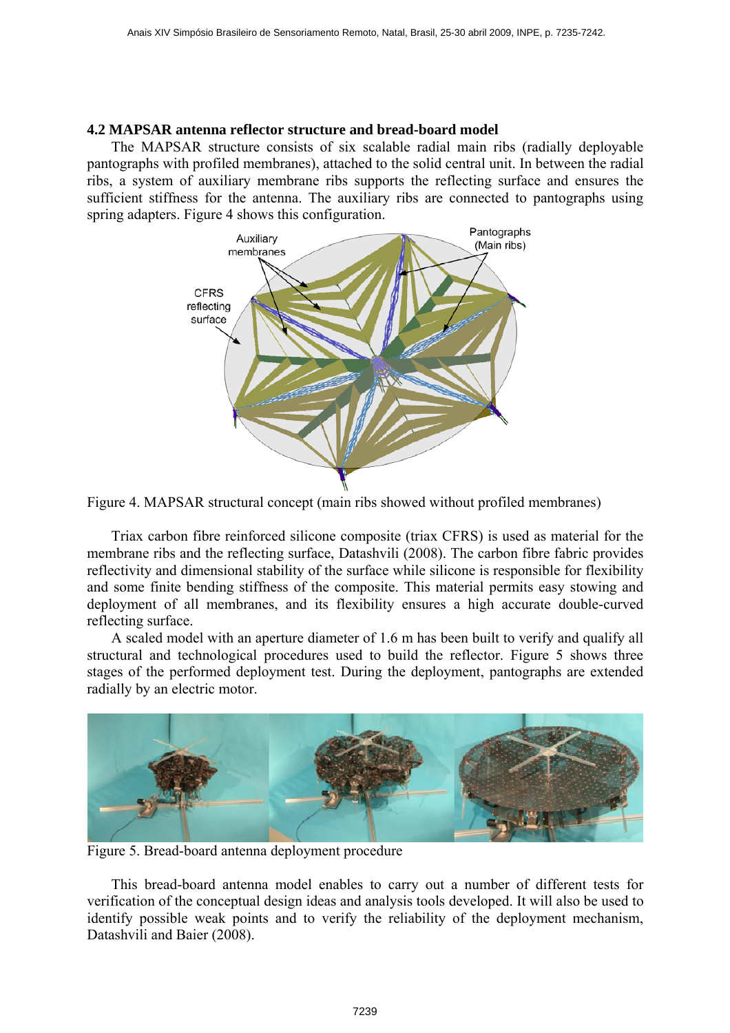### 4.2 MAPSAR antenna reflector structure and bread-board model

The MAPSAR structure consists of six scalable radial main ribs (radially deployable pantographs with profiled membranes), attached to the solid central unit. In between the radial ribs, a system of auxiliary membrane ribs supports the reflecting surface and ensures the sufficient stiffness for the antenna. The auxiliary ribs are connected to pantographs using spring adapters. Figure 4 shows this configuration.

Figure 4. MAPSAR structural concept (main ribs showed without profiled membranes)

Triax carbon fibre reinforced silicone composite (triax CFRS) is used as material for the membrane ribs and the reflecting surface, Datashvili (2008). The carbon fibre fabric provides reflectivity and dimensional stability of the surface while silicone is responsible for flexibility and some finite bending stiffness of the composite. This material permits easy stowing and deployment of all membranes, and its flexibility ensures a high accurate double-curved reflecting surface.

A scaled model with an aperture diameter of 1.6 m has been built to verify and qualify all structural and technological procedures used to build the reflector. Figure 5 shows three stages of the performed deployment test. During the deployment, pantographs are extended radially by an electric motor.

Figure 5. Bread-board antenna deployment procedure

This bread-board antenna model enables to carry out a number of different tests for verification of the conceptual design ideas and analysis tools developed. It will also be used to identify possible weak points and to verify the reliability of the deployment mechanism, Datashvili and Baier (2008).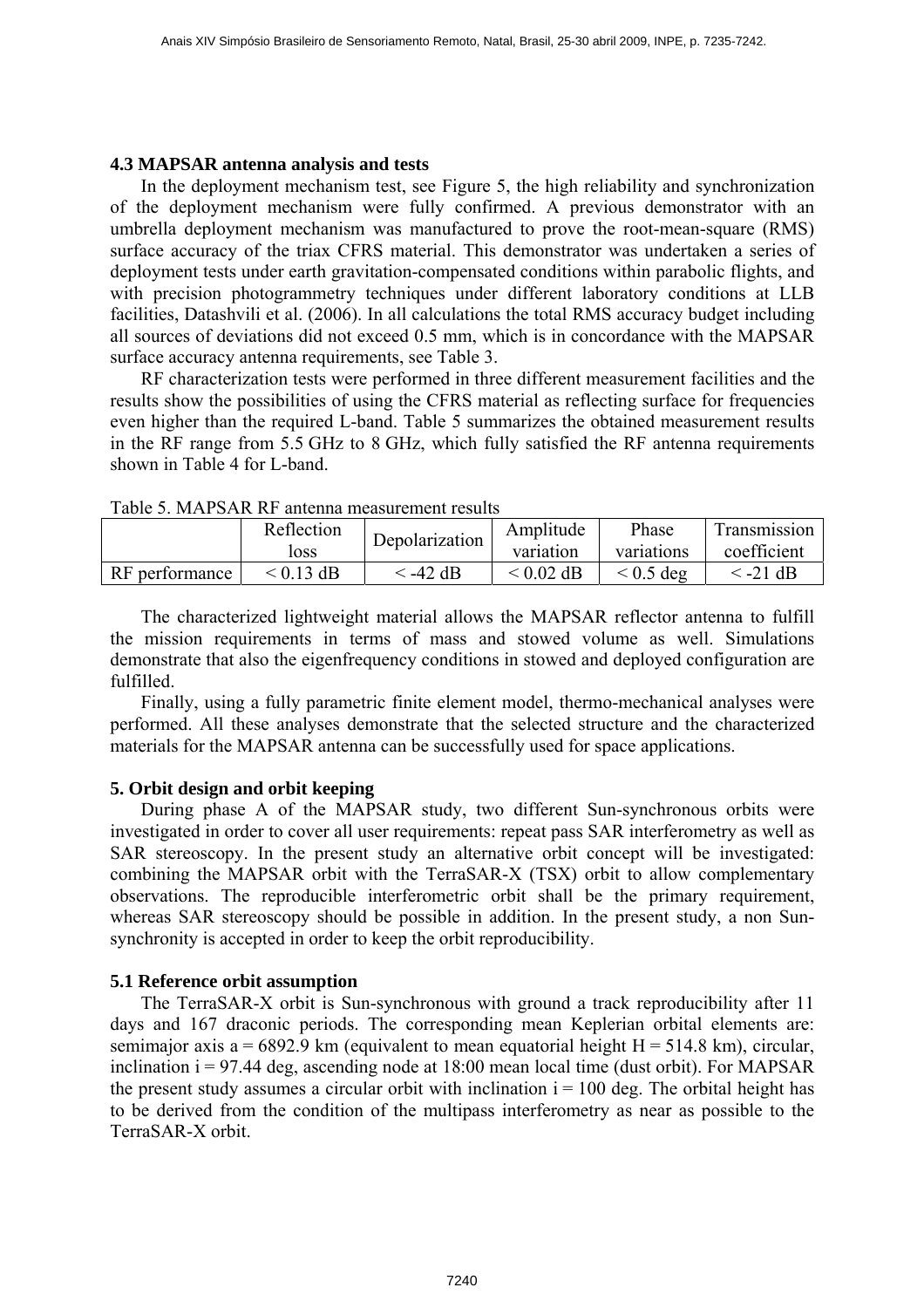### 4.3 MAPSAR antenna analysis and tests

In the deployment mechanism test, see Figure 5, the high reliability and synchronization of the deployment mechanism were fully confirmed. A previous demonstrator with an umbrella deployment mechanism was manufactured to prove the root-mean-square (RMS) surface accuracy of the triax CFRS material. This demonstrator was undertaken a series of deployment tests under earth gravitation-compensated conditions within parabolic flights, and with precision photogrammetry techniques under different laboratory conditions at LLB facilities, Datashvili et al. (2006). In all calculations the total RMS accuracy budget including all sources of deviations did not exceed 0.5 mm, which is in concordance with the MAPSAR surface accuracy antenna requirements, see Table 3.

RF characterization tests were performed in three different measurement facilities and the results show the possibilities of using the CFRS material as reflecting surface for frequencies even higher than the required L-band. Table 5 summarizes the obtained measurement results in the RF range from 5.5 GHz to 8 GHz, which fully satisfied the RF antenna requirements shown in Table 4 for L-band.

Table 5. MAPSAR RF antenna measurement results

| | Reflection loss | Depolarization | Amplitude variation | Phase variations | Transmission coefficient |
|---|---|---|---|---|---|
| RF performance | < 0.13 dB | < -42 dB | < 0.02 dB | < 0.5 deg | < -21 dB |

The characterized lightweight material allows the MAPSAR reflector antenna to fulfill the mission requirements in terms of mass and stowed volume as well. Simulations demonstrate that also the eigenfrequency conditions in stowed and deployed configuration are fulfilled.

Finally, using a fully parametric finite element model, thermo-mechanical analyses were performed. All these analyses demonstrate that the selected structure and the characterized materials for the MAPSAR antenna can be successfully used for space applications.

## 5. Orbit design and orbit keeping

During phase A of the MAPSAR study, two different Sun-synchronous orbits were investigated in order to cover all user requirements: repeat pass SAR interferometry as well as SAR stereoscopy. In the present study an alternative orbit concept will be investigated: combining the MAPSAR orbit with the TerraSAR-X (TSX) orbit to allow complementary observations. The reproducible interferometric orbit shall be the primary requirement, whereas SAR stereoscopy should be possible in addition. In the present study, a non Sun-synchronity is accepted in order to keep the orbit reproducibility.

### 5.1 Reference orbit assumption

The TerraSAR-X orbit is Sun-synchronous with ground a track reproducibility after 11 days and 167 draconic periods. The corresponding mean Keplerian orbital elements are: semimajor axis a = 6892.9 km (equivalent to mean equatorial height H = 514.8 km), circular, inclination i = 97.44 deg, ascending node at 18:00 mean local time (dust orbit). For MAPSAR the present study assumes a circular orbit with inclination i = 100 deg. The orbital height has to be derived from the condition of the multipass interferometry as near as possible to the TerraSAR-X orbit.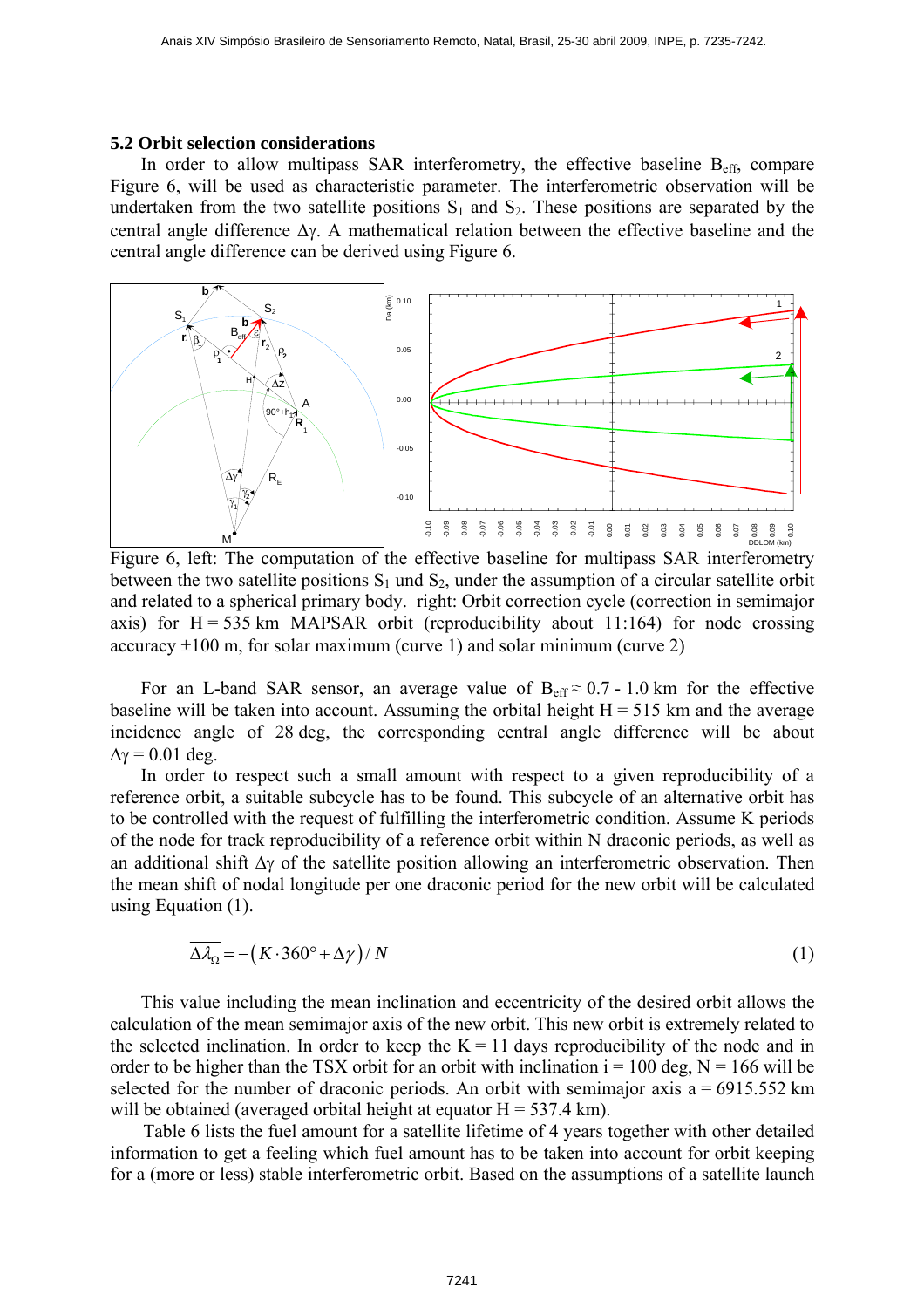### 5.2 Orbit selection considerations

In order to allow multipass SAR interferometry, the effective baseline $B_{eff}$, compare Figure 6, will be used as characteristic parameter. The interferometric observation will be undertaken from the two satellite positions $S_1$ and $S_2$. These positions are separated by the central angle difference $\Delta\gamma$. A mathematical relation between the effective baseline and the central angle difference can be derived using Figure 6.

Figure 6, left: The computation of the effective baseline for multipass SAR interferometry between the two satellite positions $S_1$ und $S_2$, under the assumption of a circular satellite orbit and related to a spherical primary body. right: Orbit correction cycle (correction in semimajor axis) for H = 535 km MAPSAR orbit (reproducibility about 11:164) for node crossing accuracy ±100 m, for solar maximum (curve 1) and solar minimum (curve 2)

For an L-band SAR sensor, an average value of $B_{eff} \approx 0.7$ - 1.0 km for the effective baseline will be taken into account. Assuming the orbital height H = 515 km and the average incidence angle of 28 deg, the corresponding central angle difference will be about $\Delta\gamma = 0.01$ deg.

In order to respect such a small amount with respect to a given reproducibility of a reference orbit, a suitable subcycle has to be found. This subcycle of an alternative orbit has to be controlled with the request of fulfilling the interferometric condition. Assume K periods of the node for track reproducibility of a reference orbit within N draconic periods, as well as an additional shift $\Delta\gamma$ of the satellite position allowing an interferometric observation. Then the mean shift of nodal longitude per one draconic period for the new orbit will be calculated using Equation (1).

$$\overline{\Delta\lambda_{\Omega}} = -\left(K \cdot 360° + \Delta\gamma\right) / N \tag{1}$$

This value including the mean inclination and eccentricity of the desired orbit allows the calculation of the mean semimajor axis of the new orbit. This new orbit is extremely related to the selected inclination. In order to keep the K = 11 days reproducibility of the node and in order to be higher than the TSX orbit for an orbit with inclination i = 100 deg, N = 166 will be selected for the number of draconic periods. An orbit with semimajor axis a = 6915.552 km will be obtained (averaged orbital height at equator H = 537.4 km).

Table 6 lists the fuel amount for a satellite lifetime of 4 years together with other detailed information to get a feeling which fuel amount has to be taken into account for orbit keeping for a (more or less) stable interferometric orbit. Based on the assumptions of a satellite launch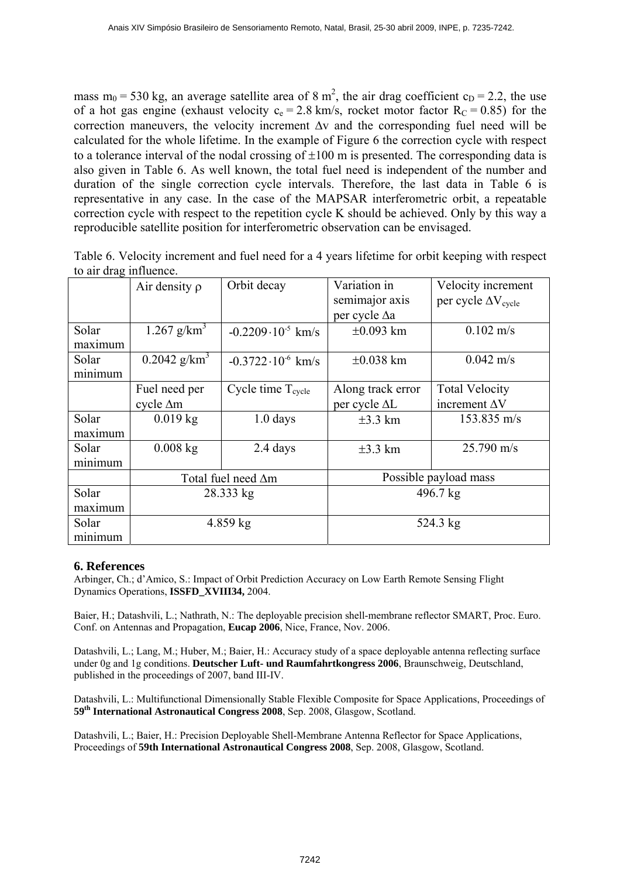mass $m_0 = 530$ kg, an average satellite area of 8 $m^2$, the air drag coefficient $c_D = 2.2$, the use of a hot gas engine (exhaust velocity $c_e = 2.8$ km/s, rocket motor factor $R_C = 0.85$) for the correction maneuvers, the velocity increment $\Delta v$ and the corresponding fuel need will be calculated for the whole lifetime. In the example of Figure 6 the correction cycle with respect to a tolerance interval of the nodal crossing of ±100 m is presented. The corresponding data is also given in Table 6. As well known, the total fuel need is independent of the number and duration of the single correction cycle intervals. Therefore, the last data in Table 6 is representative in any case. In the case of the MAPSAR interferometric orbit, a repeatable correction cycle with respect to the repetition cycle K should be achieved. Only by this way a reproducible satellite position for interferometric observation can be envisaged.

Table 6. Velocity increment and fuel need for a 4 years lifetime for orbit keeping with respect to air drag influence.

| | Air density ρ | Orbit decay | Variation in semimajor axis per cycle $\Delta a$ | Velocity increment per cycle $\Delta V_{cycle}$ |
|---|---|---|---|---|
| Solar maximum | 1.267 $g/km^3$ | $-0.2209 \cdot 10^{-5}$ km/s | ±0.093 km | 0.102 m/s |
| Solar minimum | 0.2042 $g/km^3$ | $-0.3722 \cdot 10^{-6}$ km/s | ±0.038 km | 0.042 m/s |
| | Fuel need per cycle $\Delta m$ | Cycle time $T_{cycle}$ | Along track error per cycle $\Delta L$ | Total Velocity increment $\Delta V$ |
| Solar maximum | 0.019 kg | 1.0 days | ±3.3 km | 153.835 m/s |
| Solar minimum | 0.008 kg | 2.4 days | ±3.3 km | 25.790 m/s |
| | Total fuel need $\Delta m$ | | Possible payload mass | |
| Solar maximum | 28.333 kg | | 496.7 kg | |
| Solar minimum | 4.859 kg | | 524.3 kg | |

## 6. References

Arbinger, Ch.; d'Amico, S.: Impact of Orbit Prediction Accuracy on Low Earth Remote Sensing Flight Dynamics Operations, **ISSFD_XVIII34,** 2004.

Baier, H.; Datashvili, L.; Nathrath, N.: The deployable precision shell-membrane reflector SMART, Proc. Euro. Conf. on Antennas and Propagation, **Eucap 2006**, Nice, France, Nov. 2006.

Datashvili, L.; Lang, M.; Huber, M.; Baier, H.: Accuracy study of a space deployable antenna reflecting surface under 0g and 1g conditions. **Deutscher Luft- und Raumfahrtkongress 2006**, Braunschweig, Deutschland, published in the proceedings of 2007, band III-IV.

Datashvili, L.: Multifunctional Dimensionally Stable Flexible Composite for Space Applications, Proceedings of **59th International Astronautical Congress 2008**, Sep. 2008, Glasgow, Scotland.

Datashvili, L.; Baier, H.: Precision Deployable Shell-Membrane Antenna Reflector for Space Applications, Proceedings of **59th International Astronautical Congress 2008**, Sep. 2008, Glasgow, Scotland.